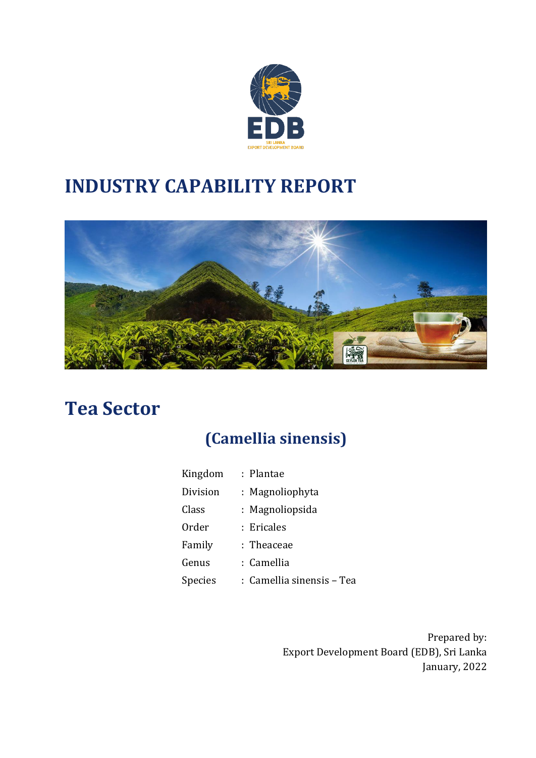# INDUSTRY CAPABILITY REPORT

# Tea Sector

## (Camellia sinensis)

| | | |
|---|---|---|
| Kingdom | : | Plantae |
| Division | : | Magnoliophyta |
| Class | : | Magnoliopsida |
| Order | : | Ericales |
| Family | : | Theaceae |
| Genus | : | Camellia |
| Species | : | Camellia sinensis – Tea |

Prepared by:
Export Development Board (EDB), Sri Lanka
January, 2022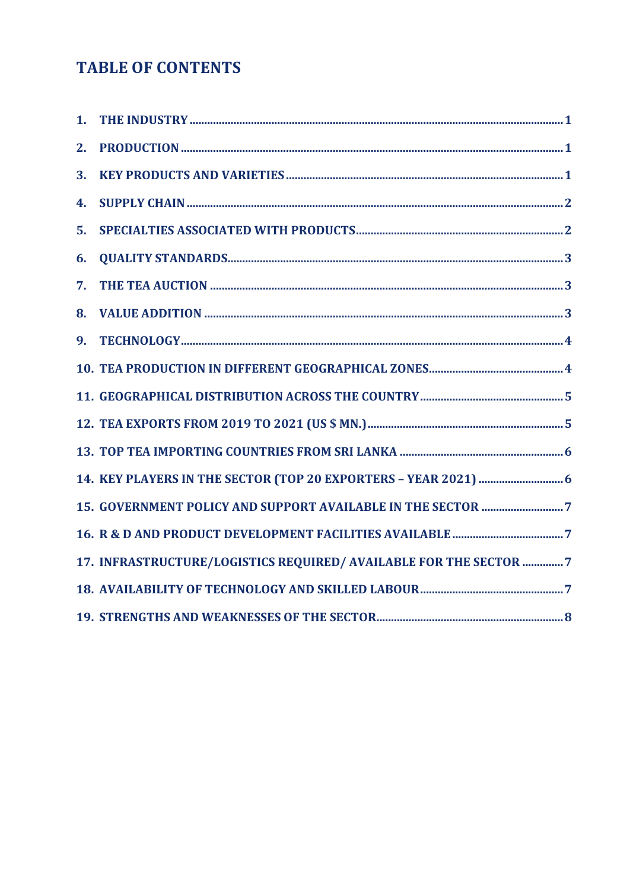# TABLE OF CONTENTS

1. THE INDUSTRY ........................................................................ 1
2. PRODUCTION ........................................................................ 1
3. KEY PRODUCTS AND VARIETIES ........................................................................ 1
4. SUPPLY CHAIN ........................................................................ 2
5. SPECIALTIES ASSOCIATED WITH PRODUCTS ........................................................................ 2
6. QUALITY STANDARDS ........................................................................ 3
7. THE TEA AUCTION ........................................................................ 3
8. VALUE ADDITION ........................................................................ 3
9. TECHNOLOGY ........................................................................ 4
10. TEA PRODUCTION IN DIFFERENT GEOGRAPHICAL ZONES ........................................................................ 4
11. GEOGRAPHICAL DISTRIBUTION ACROSS THE COUNTRY ........................................................................ 5
12. TEA EXPORTS FROM 2019 TO 2021 (US $ MN.) ........................................................................ 5
13. TOP TEA IMPORTING COUNTRIES FROM SRI LANKA ........................................................................ 6
14. KEY PLAYERS IN THE SECTOR (TOP 20 EXPORTERS – YEAR 2021) ........................................................................ 6
15. GOVERNMENT POLICY AND SUPPORT AVAILABLE IN THE SECTOR ........................................................................ 7
16. R & D AND PRODUCT DEVELOPMENT FACILITIES AVAILABLE ........................................................................ 7
17. INFRASTRUCTURE/LOGISTICS REQUIRED/ AVAILABLE FOR THE SECTOR ........................................................................ 7
18. AVAILABILITY OF TECHNOLOGY AND SKILLED LABOUR ........................................................................ 7
19. STRENGTHS AND WEAKNESSES OF THE SECTOR ........................................................................ 8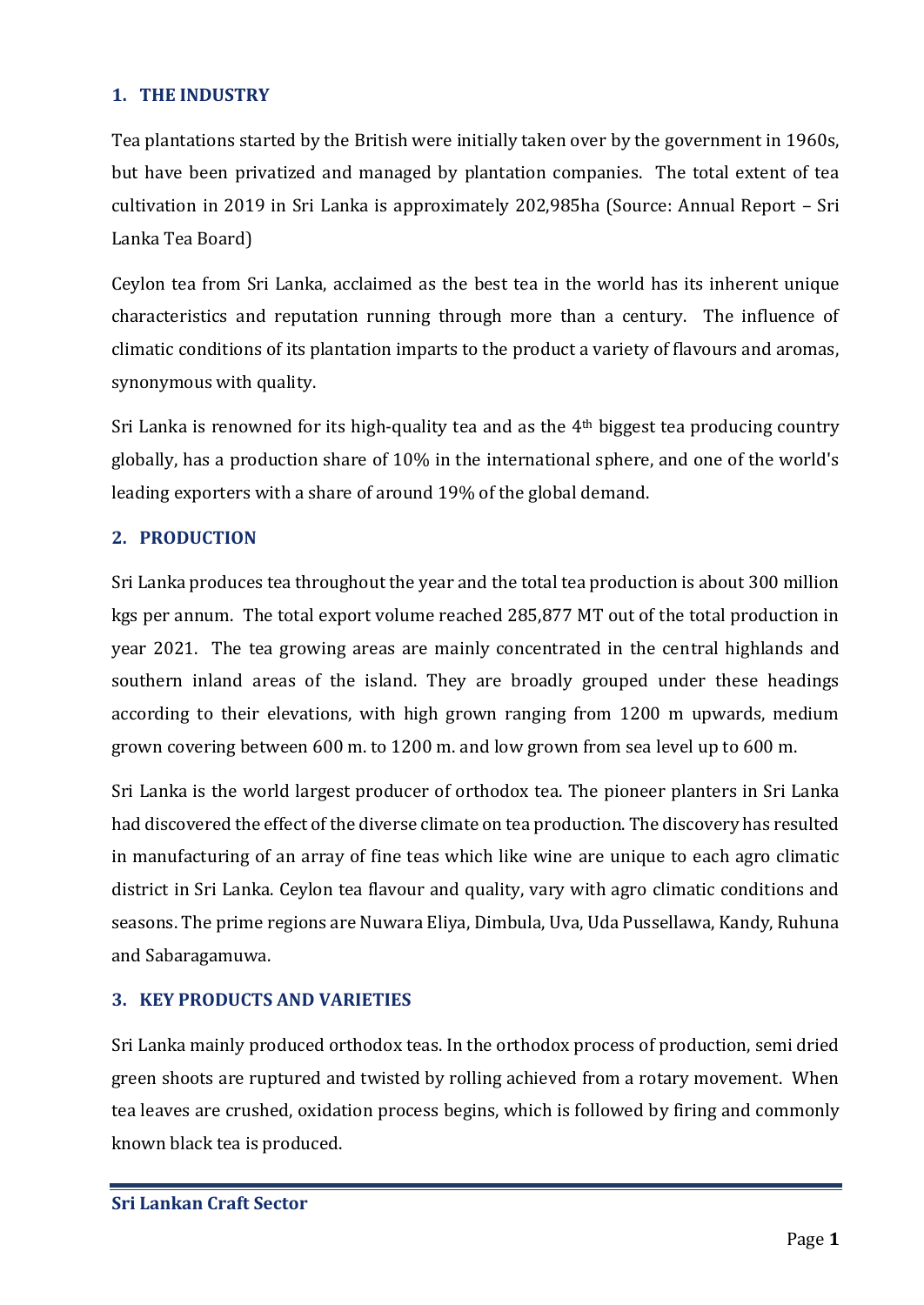## 1. THE INDUSTRY

Tea plantations started by the British were initially taken over by the government in 1960s, but have been privatized and managed by plantation companies. The total extent of tea cultivation in 2019 in Sri Lanka is approximately 202,985ha (Source: Annual Report – Sri Lanka Tea Board)

Ceylon tea from Sri Lanka, acclaimed as the best tea in the world has its inherent unique characteristics and reputation running through more than a century. The influence of climatic conditions of its plantation imparts to the product a variety of flavours and aromas, synonymous with quality.

Sri Lanka is renowned for its high-quality tea and as the 4th biggest tea producing country globally, has a production share of 10% in the international sphere, and one of the world's leading exporters with a share of around 19% of the global demand.

## 2. PRODUCTION

Sri Lanka produces tea throughout the year and the total tea production is about 300 million kgs per annum. The total export volume reached 285,877 MT out of the total production in year 2021. The tea growing areas are mainly concentrated in the central highlands and southern inland areas of the island. They are broadly grouped under these headings according to their elevations, with high grown ranging from 1200 m upwards, medium grown covering between 600 m. to 1200 m. and low grown from sea level up to 600 m.

Sri Lanka is the world largest producer of orthodox tea. The pioneer planters in Sri Lanka had discovered the effect of the diverse climate on tea production. The discovery has resulted in manufacturing of an array of fine teas which like wine are unique to each agro climatic district in Sri Lanka. Ceylon tea flavour and quality, vary with agro climatic conditions and seasons. The prime regions are Nuwara Eliya, Dimbula, Uva, Uda Pussellawa, Kandy, Ruhuna and Sabaragamuwa.

## 3. KEY PRODUCTS AND VARIETIES

Sri Lanka mainly produced orthodox teas. In the orthodox process of production, semi dried green shoots are ruptured and twisted by rolling achieved from a rotary movement. When tea leaves are crushed, oxidation process begins, which is followed by firing and commonly known black tea is produced.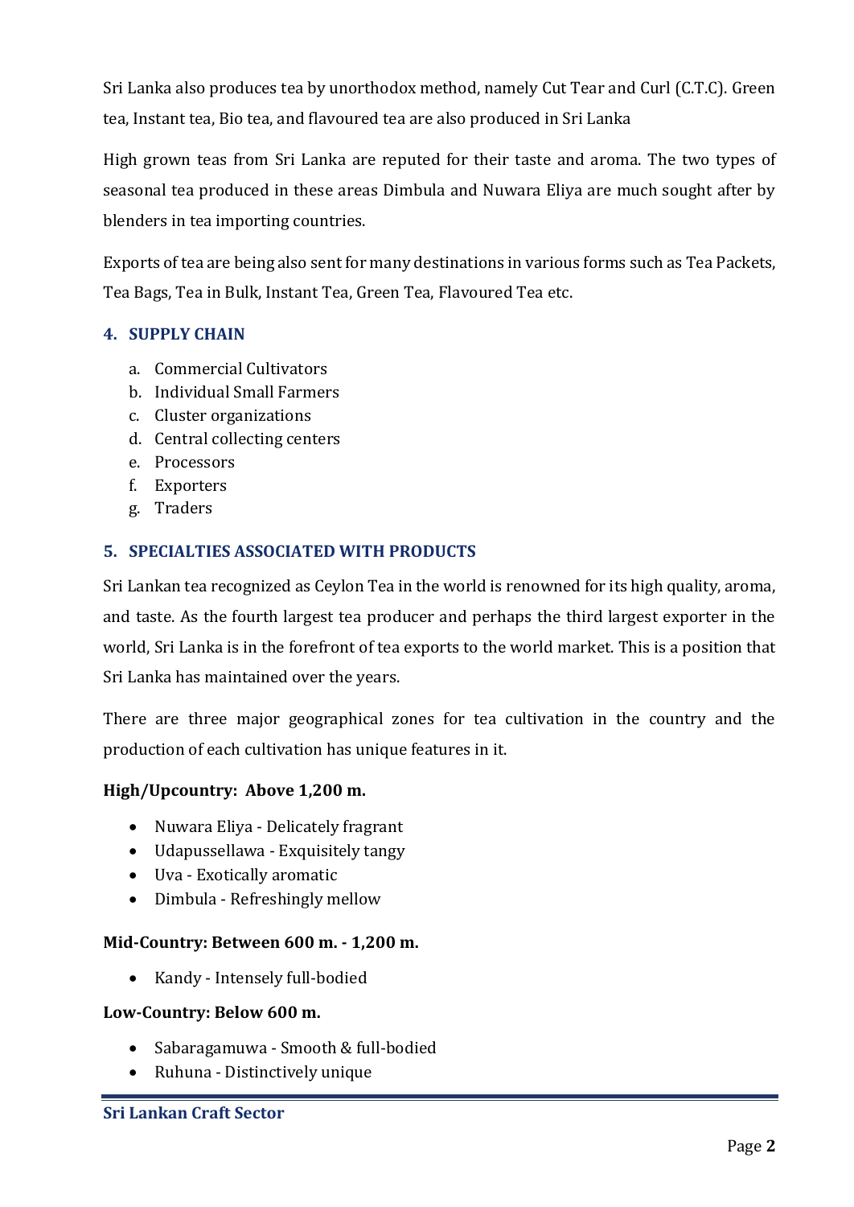Sri Lanka also produces tea by unorthodox method, namely Cut Tear and Curl (C.T.C). Green tea, Instant tea, Bio tea, and flavoured tea are also produced in Sri Lanka

High grown teas from Sri Lanka are reputed for their taste and aroma. The two types of seasonal tea produced in these areas Dimbula and Nuwara Eliya are much sought after by blenders in tea importing countries.

Exports of tea are being also sent for many destinations in various forms such as Tea Packets, Tea Bags, Tea in Bulk, Instant Tea, Green Tea, Flavoured Tea etc.

## 4. SUPPLY CHAIN

a. Commercial Cultivators
b. Individual Small Farmers
c. Cluster organizations
d. Central collecting centers
e. Processors
f. Exporters
g. Traders

## 5. SPECIALTIES ASSOCIATED WITH PRODUCTS

Sri Lankan tea recognized as Ceylon Tea in the world is renowned for its high quality, aroma, and taste. As the fourth largest tea producer and perhaps the third largest exporter in the world, Sri Lanka is in the forefront of tea exports to the world market. This is a position that Sri Lanka has maintained over the years.

There are three major geographical zones for tea cultivation in the country and the production of each cultivation has unique features in it.

**High/Upcountry: Above 1,200 m.**

- Nuwara Eliya - Delicately fragrant
- Udapussellawa - Exquisitely tangy
- Uva - Exotically aromatic
- Dimbula - Refreshingly mellow

**Mid-Country: Between 600 m. - 1,200 m.**

- Kandy - Intensely full-bodied

**Low-Country: Below 600 m.**

- Sabaragamuwa - Smooth & full-bodied
- Ruhuna - Distinctively unique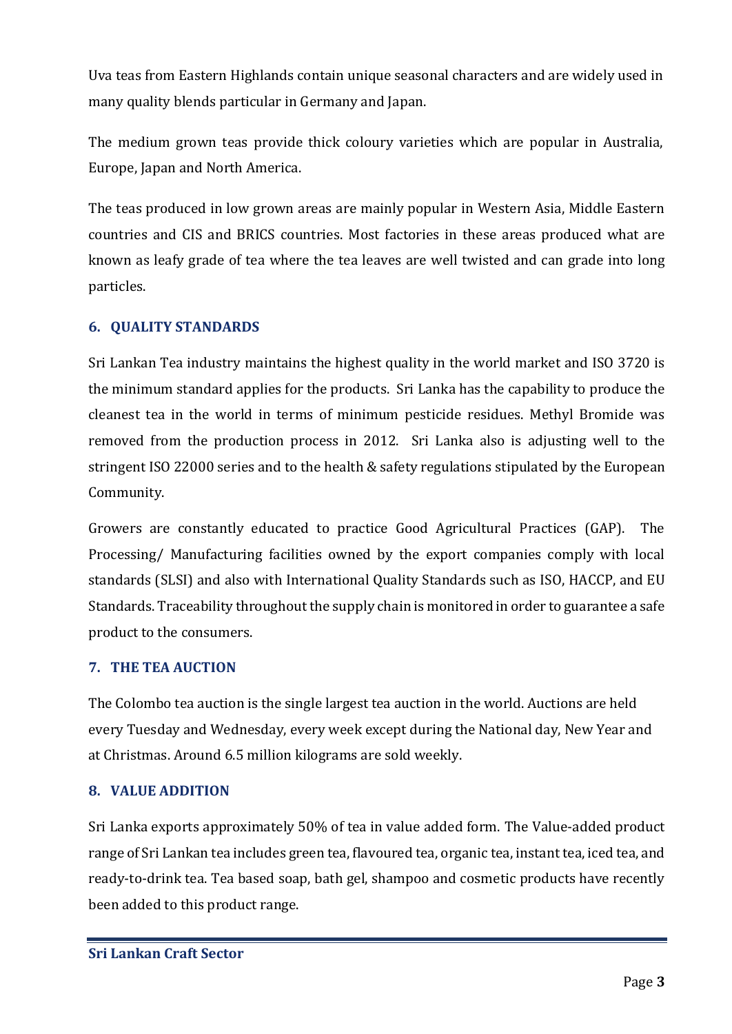Uva teas from Eastern Highlands contain unique seasonal characters and are widely used in many quality blends particular in Germany and Japan.

The medium grown teas provide thick colour varieties which are popular in Australia, Europe, Japan and North America.

The teas produced in low grown areas are mainly popular in Western Asia, Middle Eastern countries and CIS and BRICS countries. Most factories in these areas produced what are known as leafy grade of tea where the tea leaves are well twisted and can grade into long particles.

## 6. QUALITY STANDARDS

Sri Lankan Tea industry maintains the highest quality in the world market and ISO 3720 is the minimum standard applies for the products. Sri Lanka has the capability to produce the cleanest tea in the world in terms of minimum pesticide residues. Methyl Bromide was removed from the production process in 2012. Sri Lanka also is adjusting well to the stringent ISO 22000 series and to the health & safety regulations stipulated by the European Community.

Growers are constantly educated to practice Good Agricultural Practices (GAP). The Processing/ Manufacturing facilities owned by the export companies comply with local standards (SLSI) and also with International Quality Standards such as ISO, HACCP, and EU Standards. Traceability throughout the supply chain is monitored in order to guarantee a safe product to the consumers.

## 7. THE TEA AUCTION

The Colombo tea auction is the single largest tea auction in the world. Auctions are held every Tuesday and Wednesday, every week except during the National day, New Year and at Christmas. Around 6.5 million kilograms are sold weekly.

## 8. VALUE ADDITION

Sri Lanka exports approximately 50% of tea in value added form. The Value-added product range of Sri Lankan tea includes green tea, flavoured tea, organic tea, instant tea, iced tea, and ready-to-drink tea. Tea based soap, bath gel, shampoo and cosmetic products have recently been added to this product range.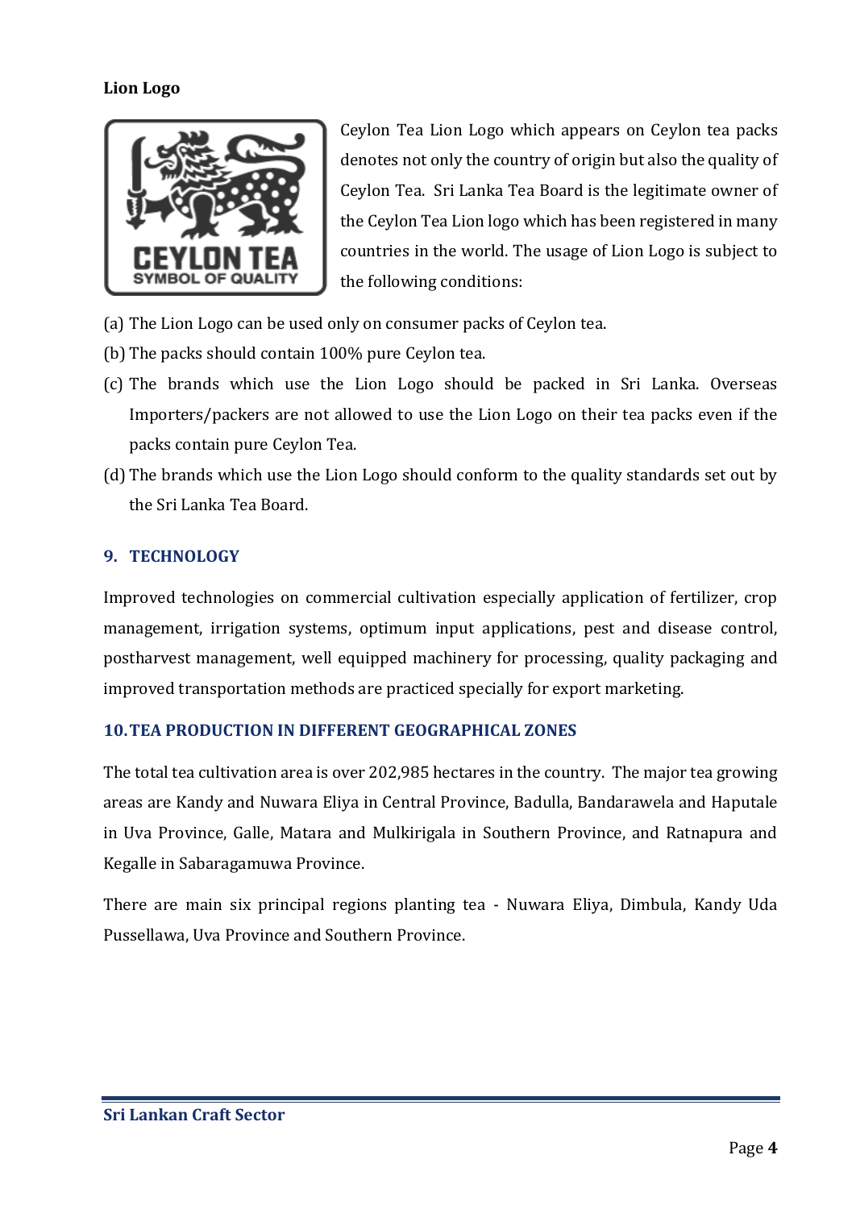**Lion Logo**

Ceylon Tea Lion Logo which appears on Ceylon tea packs denotes not only the country of origin but also the quality of Ceylon Tea. Sri Lanka Tea Board is the legitimate owner of the Ceylon Tea Lion logo which has been registered in many countries in the world. The usage of Lion Logo is subject to the following conditions:

(a) The Lion Logo can be used only on consumer packs of Ceylon tea.

(b) The packs should contain 100% pure Ceylon tea.

(c) The brands which use the Lion Logo should be packed in Sri Lanka. Overseas Importers/packers are not allowed to use the Lion Logo on their tea packs even if the packs contain pure Ceylon Tea.

(d) The brands which use the Lion Logo should conform to the quality standards set out by the Sri Lanka Tea Board.

## 9. TECHNOLOGY

Improved technologies on commercial cultivation especially application of fertilizer, crop management, irrigation systems, optimum input applications, pest and disease control, postharvest management, well equipped machinery for processing, quality packaging and improved transportation methods are practiced specially for export marketing.

## 10. TEA PRODUCTION IN DIFFERENT GEOGRAPHICAL ZONES

The total tea cultivation area is over 202,985 hectares in the country. The major tea growing areas are Kandy and Nuwara Eliya in Central Province, Badulla, Bandarawela and Haputale in Uva Province, Galle, Matara and Mulkirigala in Southern Province, and Ratnapura and Kegalle in Sabaragamuwa Province.

There are main six principal regions planting tea - Nuwara Eliya, Dimbula, Kandy Uda Pussellawa, Uva Province and Southern Province.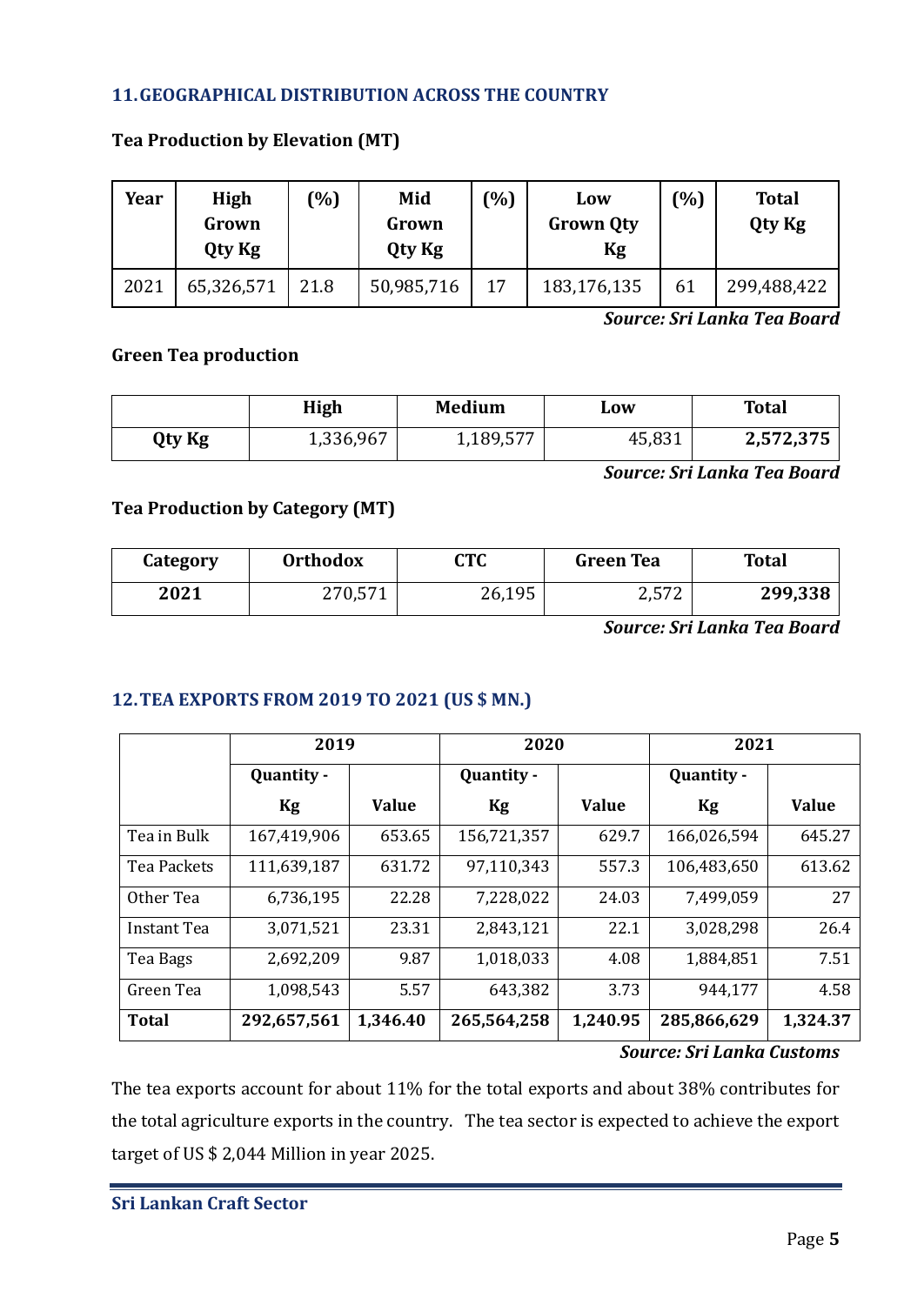## 11. GEOGRAPHICAL DISTRIBUTION ACROSS THE COUNTRY

### Tea Production by Elevation (MT)

| Year | High Grown Qty Kg | (%) | Mid Grown Qty Kg | (%) | Low Grown Qty Kg | (%) | Total Qty Kg |
|---|---|---|---|---|---|---|---|
| 2021 | 65,326,571 | 21.8 | 50,985,716 | 17 | 183,176,135 | 61 | 299,488,422 |

***Source: Sri Lanka Tea Board***

### Green Tea production

| | High | Medium | Low | Total |
|---|---|---|---|---|
| **Qty Kg** | 1,336,967 | 1,189,577 | 45,831 | **2,572,375** |

***Source: Sri Lanka Tea Board***

### Tea Production by Category (MT)

| Category | Orthodox | CTC | Green Tea | Total |
|---|---|---|---|---|
| **2021** | 270,571 | 26,195 | 2,572 | **299,338** |

***Source: Sri Lanka Tea Board***

## 12. TEA EXPORTS FROM 2019 TO 2021 (US $ MN.)

| | 2019 | | 2020 | | 2021 | |
|---|---|---|---|---|---|---|
| | Quantity - Kg | Value | Quantity - Kg | Value | Quantity - Kg | Value |
| Tea in Bulk | 167,419,906 | 653.65 | 156,721,357 | 629.7 | 166,026,594 | 645.27 |
| Tea Packets | 111,639,187 | 631.72 | 97,110,343 | 557.3 | 106,483,650 | 613.62 |
| Other Tea | 6,736,195 | 22.28 | 7,228,022 | 24.03 | 7,499,059 | 27 |
| Instant Tea | 3,071,521 | 23.31 | 2,843,121 | 22.1 | 3,028,298 | 26.4 |
| Tea Bags | 2,692,209 | 9.87 | 1,018,033 | 4.08 | 1,884,851 | 7.51 |
| Green Tea | 1,098,543 | 5.57 | 643,382 | 3.73 | 944,177 | 4.58 |
| **Total** | **292,657,561** | **1,346.40** | **265,564,258** | **1,240.95** | **285,866,629** | **1,324.37** |

***Source: Sri Lanka Customs***

The tea exports account for about 11% for the total exports and about 38% contributes for the total agriculture exports in the country. The tea sector is expected to achieve the export target of US $ 2,044 Million in year 2025.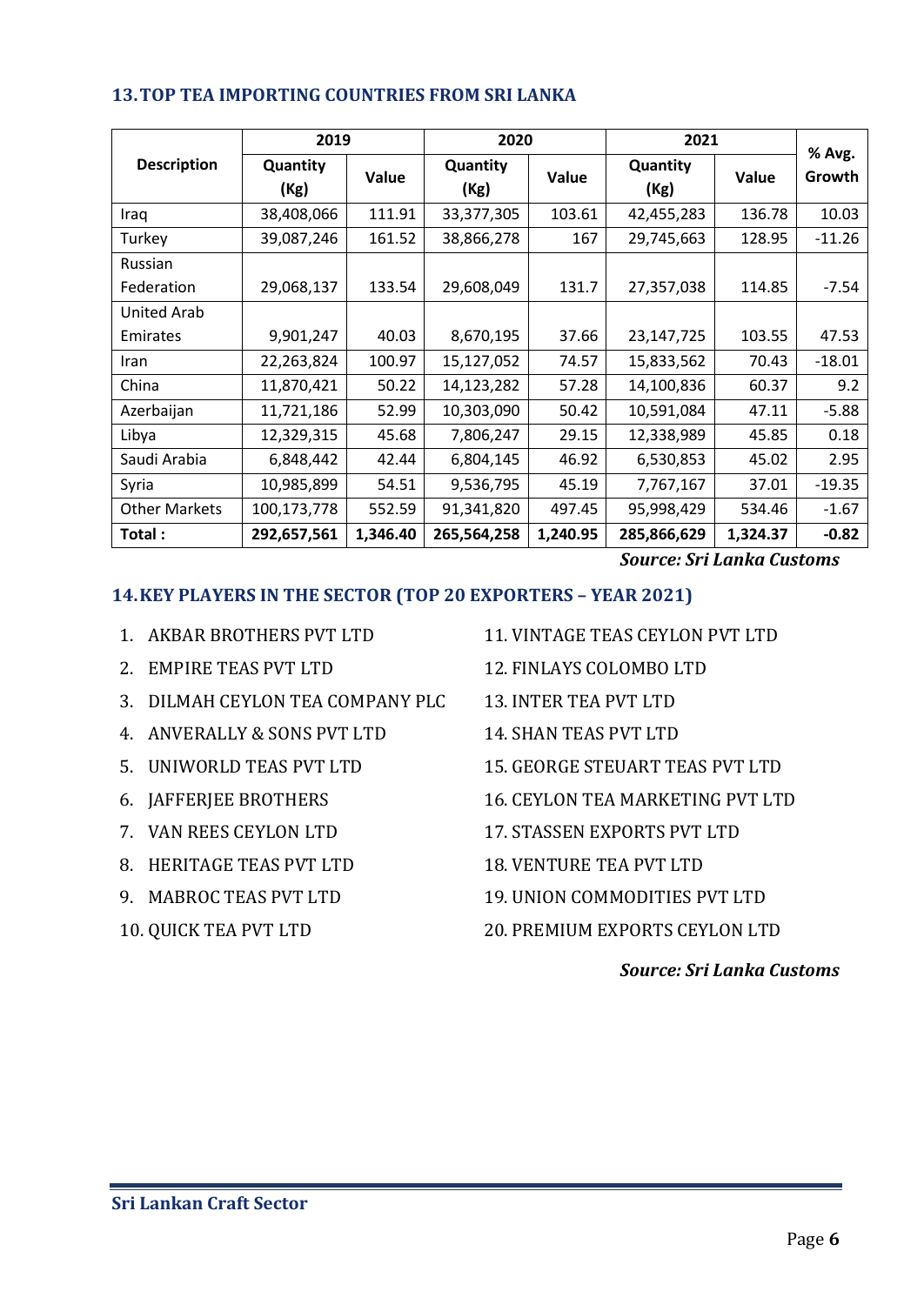## 13. TOP TEA IMPORTING COUNTRIES FROM SRI LANKA

| Description | 2019 | | 2020 | | 2021 | | % Avg. Growth |
|---|---|---|---|---|---|---|---|
| | Quantity (Kg) | Value | Quantity (Kg) | Value | Quantity (Kg) | Value | |
| Iraq | 38,408,066 | 111.91 | 33,377,305 | 103.61 | 42,455,283 | 136.78 | 10.03 |
| Turkey | 39,087,246 | 161.52 | 38,866,278 | 167 | 29,745,663 | 128.95 | -11.26 |
| Russian Federation | 29,068,137 | 133.54 | 29,608,049 | 131.7 | 27,357,038 | 114.85 | -7.54 |
| United Arab Emirates | 9,901,247 | 40.03 | 8,670,195 | 37.66 | 23,147,725 | 103.55 | 47.53 |
| Iran | 22,263,824 | 100.97 | 15,127,052 | 74.57 | 15,833,562 | 70.43 | -18.01 |
| China | 11,870,421 | 50.22 | 14,123,282 | 57.28 | 14,100,836 | 60.37 | 9.2 |
| Azerbaijan | 11,721,186 | 52.99 | 10,303,090 | 50.42 | 10,591,084 | 47.11 | -5.88 |
| Libya | 12,329,315 | 45.68 | 7,806,247 | 29.15 | 12,338,989 | 45.85 | 0.18 |
| Saudi Arabia | 6,848,442 | 42.44 | 6,804,145 | 46.92 | 6,530,853 | 45.02 | 2.95 |
| Syria | 10,985,899 | 54.51 | 9,536,795 | 45.19 | 7,767,167 | 37.01 | -19.35 |
| Other Markets | 100,173,778 | 552.59 | 91,341,820 | 497.45 | 95,998,429 | 534.46 | -1.67 |
| **Total :** | **292,657,561** | **1,346.40** | **265,564,258** | **1,240.95** | **285,866,629** | **1,324.37** | **-0.82** |

***Source: Sri Lanka Customs***

## 14. KEY PLAYERS IN THE SECTOR (TOP 20 EXPORTERS – YEAR 2021)

1. AKBAR BROTHERS PVT LTD
2. EMPIRE TEAS PVT LTD
3. DILMAH CEYLON TEA COMPANY PLC
4. ANVERALLY & SONS PVT LTD
5. UNIWORLD TEAS PVT LTD
6. JAFFERJEE BROTHERS
7. VAN REES CEYLON LTD
8. HERITAGE TEAS PVT LTD
9. MABROC TEAS PVT LTD
10. QUICK TEA PVT LTD
11. VINTAGE TEAS CEYLON PVT LTD
12. FINLAYS COLOMBO LTD
13. INTER TEA PVT LTD
14. SHAN TEAS PVT LTD
15. GEORGE STEUART TEAS PVT LTD
16. CEYLON TEA MARKETING PVT LTD
17. STASSEN EXPORTS PVT LTD
18. VENTURE TEA PVT LTD
19. UNION COMMODITIES PVT LTD
20. PREMIUM EXPORTS CEYLON LTD

***Source: Sri Lanka Customs***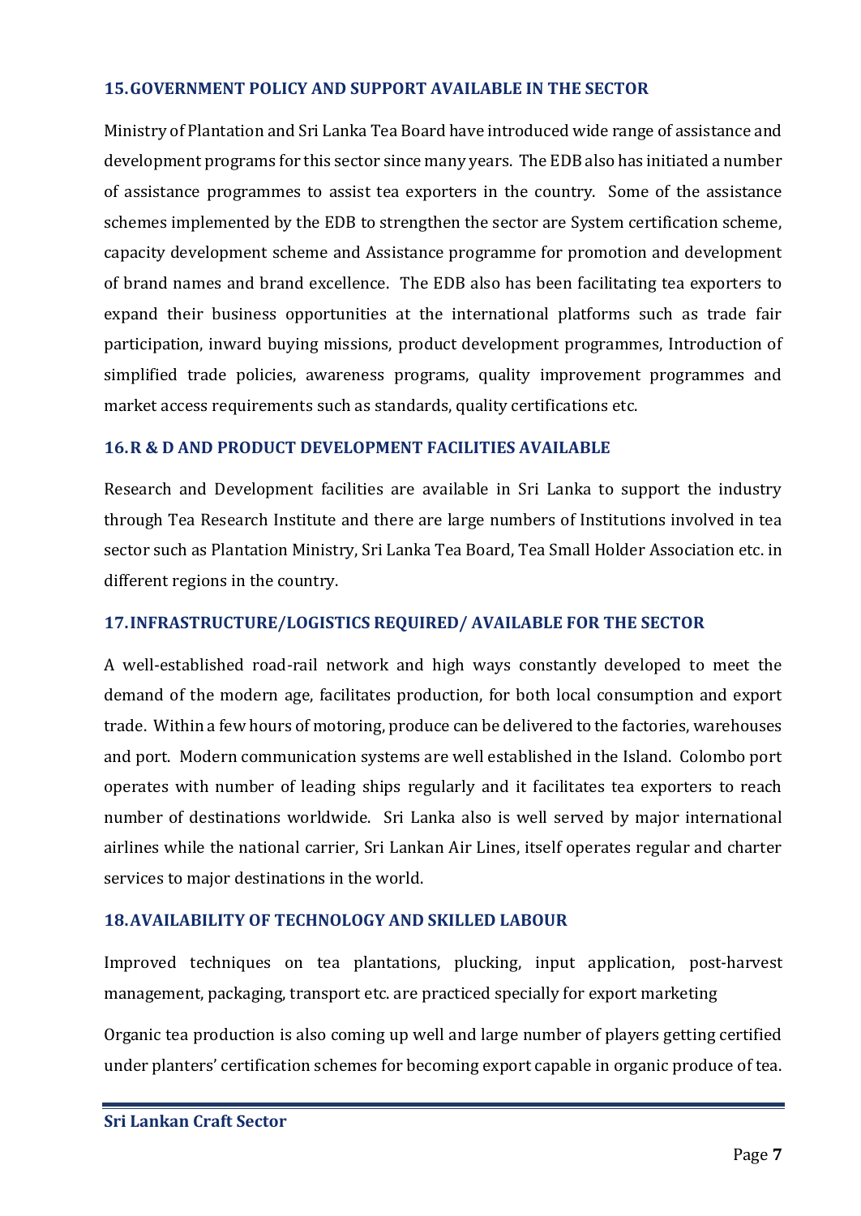## 15. GOVERNMENT POLICY AND SUPPORT AVAILABLE IN THE SECTOR

Ministry of Plantation and Sri Lanka Tea Board have introduced wide range of assistance and development programs for this sector since many years. The EDB also has initiated a number of assistance programmes to assist tea exporters in the country. Some of the assistance schemes implemented by the EDB to strengthen the sector are System certification scheme, capacity development scheme and Assistance programme for promotion and development of brand names and brand excellence. The EDB also has been facilitating tea exporters to expand their business opportunities at the international platforms such as trade fair participation, inward buying missions, product development programmes, Introduction of simplified trade policies, awareness programs, quality improvement programmes and market access requirements such as standards, quality certifications etc.

## 16. R & D AND PRODUCT DEVELOPMENT FACILITIES AVAILABLE

Research and Development facilities are available in Sri Lanka to support the industry through Tea Research Institute and there are large numbers of Institutions involved in tea sector such as Plantation Ministry, Sri Lanka Tea Board, Tea Small Holder Association etc. in different regions in the country.

## 17. INFRASTRUCTURE/LOGISTICS REQUIRED/ AVAILABLE FOR THE SECTOR

A well-established road-rail network and high ways constantly developed to meet the demand of the modern age, facilitates production, for both local consumption and export trade. Within a few hours of motoring, produce can be delivered to the factories, warehouses and port. Modern communication systems are well established in the Island. Colombo port operates with number of leading ships regularly and it facilitates tea exporters to reach number of destinations worldwide. Sri Lanka also is well served by major international airlines while the national carrier, Sri Lankan Air Lines, itself operates regular and charter services to major destinations in the world.

## 18. AVAILABILITY OF TECHNOLOGY AND SKILLED LABOUR

Improved techniques on tea plantations, plucking, input application, post-harvest management, packaging, transport etc. are practiced specially for export marketing

Organic tea production is also coming up well and large number of players getting certified under planters' certification schemes for becoming export capable in organic produce of tea.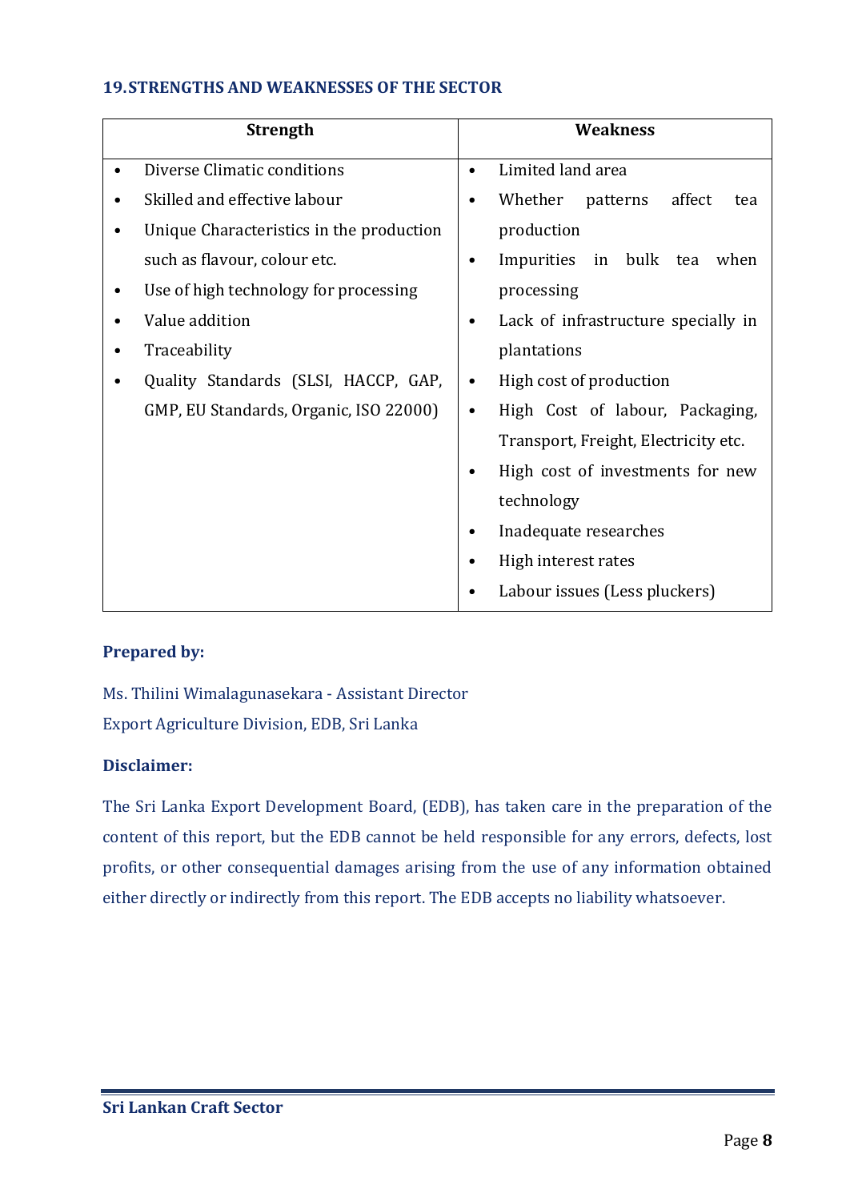## 19. STRENGTHS AND WEAKNESSES OF THE SECTOR

| Strength | Weakness |
|---|---|
| • Diverse Climatic conditions<br>• Skilled and effective labour<br>• Unique Characteristics in the production such as flavour, colour etc.<br>• Use of high technology for processing<br>• Value addition<br>• Traceability<br>• Quality Standards (SLSI, HACCP, GAP, GMP, EU Standards, Organic, ISO 22000) | • Limited land area<br>• Whether patterns affect tea production<br>• Impurities in bulk tea when processing<br>• Lack of infrastructure specially in plantations<br>• High cost of production<br>• High Cost of labour, Packaging, Transport, Freight, Electricity etc.<br>• High cost of investments for new technology<br>• Inadequate researches<br>• High interest rates<br>• Labour issues (Less pluckers) |

**Prepared by:**

Ms. Thilini Wimalagunasekara - Assistant Director
Export Agriculture Division, EDB, Sri Lanka

**Disclaimer:**

The Sri Lanka Export Development Board, (EDB), has taken care in the preparation of the content of this report, but the EDB cannot be held responsible for any errors, defects, lost profits, or other consequential damages arising from the use of any information obtained either directly or indirectly from this report. The EDB accepts no liability whatsoever.